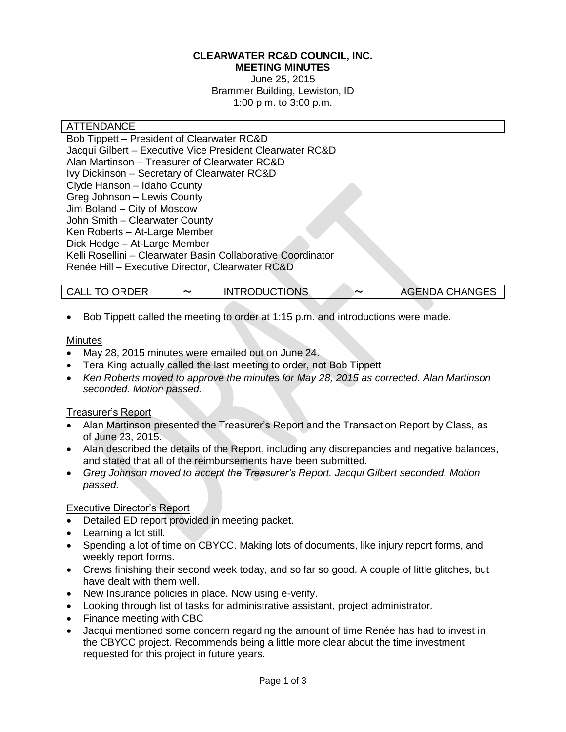**CLEARWATER RC&D COUNCIL, INC.**
**MEETING MINUTES**
June 25, 2015
Brammer Building, Lewiston, ID
1:00 p.m. to 3:00 p.m.

## ATTENDANCE

Bob Tippett – President of Clearwater RC&D
Jacqui Gilbert – Executive Vice President Clearwater RC&D
Alan Martinson – Treasurer of Clearwater RC&D
Ivy Dickinson – Secretary of Clearwater RC&D
Clyde Hanson – Idaho County
Greg Johnson – Lewis County
Jim Boland – City of Moscow
John Smith – Clearwater County
Ken Roberts – At-Large Member
Dick Hodge – At-Large Member
Kelli Rosellini – Clearwater Basin Collaborative Coordinator
Renée Hill – Executive Director, Clearwater RC&D

## CALL TO ORDER ~ INTRODUCTIONS ~ AGENDA CHANGES

- Bob Tippett called the meeting to order at 1:15 p.m. and introductions were made.

### Minutes

- May 28, 2015 minutes were emailed out on June 24.
- Tera King actually called the last meeting to order, not Bob Tippett
- *Ken Roberts moved to approve the minutes for May 28, 2015 as corrected. Alan Martinson seconded. Motion passed.*

### Treasurer's Report

- Alan Martinson presented the Treasurer's Report and the Transaction Report by Class, as of June 23, 2015.
- Alan described the details of the Report, including any discrepancies and negative balances, and stated that all of the reimbursements have been submitted.
- *Greg Johnson moved to accept the Treasurer's Report. Jacqui Gilbert seconded. Motion passed.*

### Executive Director's Report

- Detailed ED report provided in meeting packet.
- Learning a lot still.
- Spending a lot of time on CBYCC. Making lots of documents, like injury report forms, and weekly report forms.
- Crews finishing their second week today, and so far so good. A couple of little glitches, but have dealt with them well.
- New Insurance policies in place. Now using e-verify.
- Looking through list of tasks for administrative assistant, project administrator.
- Finance meeting with CBC
- Jacqui mentioned some concern regarding the amount of time Renée has had to invest in the CBYCC project. Recommends being a little more clear about the time investment requested for this project in future years.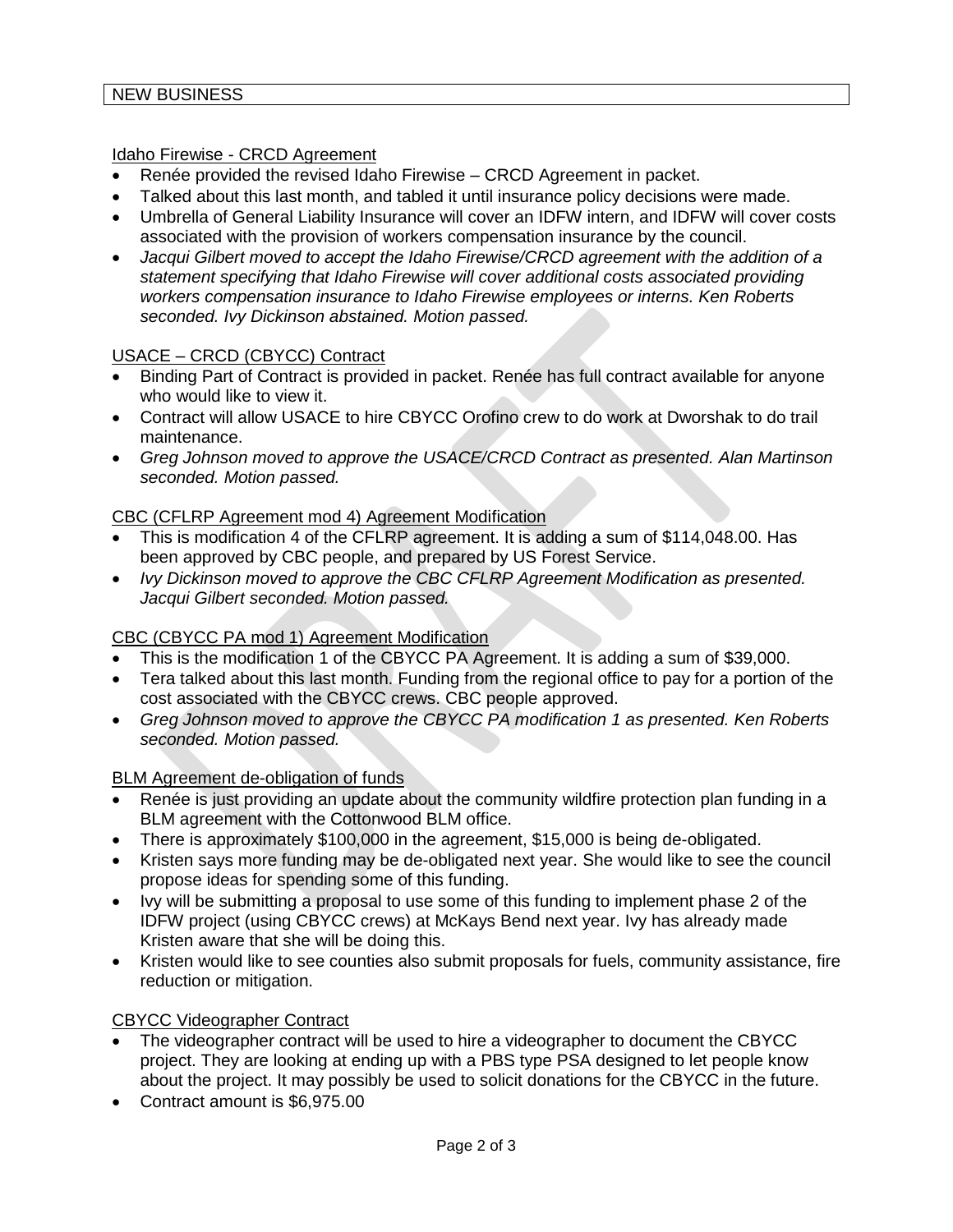## NEW BUSINESS

Idaho Firewise - CRCD Agreement

- Renée provided the revised Idaho Firewise – CRCD Agreement in packet.
- Talked about this last month, and tabled it until insurance policy decisions were made.
- Umbrella of General Liability Insurance will cover an IDFW intern, and IDFW will cover costs associated with the provision of workers compensation insurance by the council.
- *Jacqui Gilbert moved to accept the Idaho Firewise/CRCD agreement with the addition of a statement specifying that Idaho Firewise will cover additional costs associated providing workers compensation insurance to Idaho Firewise employees or interns. Ken Roberts seconded. Ivy Dickinson abstained. Motion passed.*

USACE – CRCD (CBYCC) Contract

- Binding Part of Contract is provided in packet. Renée has full contract available for anyone who would like to view it.
- Contract will allow USACE to hire CBYCC Orofino crew to do work at Dworshak to do trail maintenance.
- *Greg Johnson moved to approve the USACE/CRCD Contract as presented. Alan Martinson seconded. Motion passed.*

CBC (CFLRP Agreement mod 4) Agreement Modification

- This is modification 4 of the CFLRP agreement. It is adding a sum of $114,048.00. Has been approved by CBC people, and prepared by US Forest Service.
- *Ivy Dickinson moved to approve the CBC CFLRP Agreement Modification as presented. Jacqui Gilbert seconded. Motion passed.*

CBC (CBYCC PA mod 1) Agreement Modification

- This is the modification 1 of the CBYCC PA Agreement. It is adding a sum of $39,000.
- Tera talked about this last month. Funding from the regional office to pay for a portion of the cost associated with the CBYCC crews. CBC people approved.
- *Greg Johnson moved to approve the CBYCC PA modification 1 as presented. Ken Roberts seconded. Motion passed.*

BLM Agreement de-obligation of funds

- Renée is just providing an update about the community wildfire protection plan funding in a BLM agreement with the Cottonwood BLM office.
- There is approximately $100,000 in the agreement, $15,000 is being de-obligated.
- Kristen says more funding may be de-obligated next year. She would like to see the council propose ideas for spending some of this funding.
- Ivy will be submitting a proposal to use some of this funding to implement phase 2 of the IDFW project (using CBYCC crews) at McKays Bend next year. Ivy has already made Kristen aware that she will be doing this.
- Kristen would like to see counties also submit proposals for fuels, community assistance, fire reduction or mitigation.

CBYCC Videographer Contract

- The videographer contract will be used to hire a videographer to document the CBYCC project. They are looking at ending up with a PBS type PSA designed to let people know about the project. It may possibly be used to solicit donations for the CBYCC in the future.
- Contract amount is $6,975.00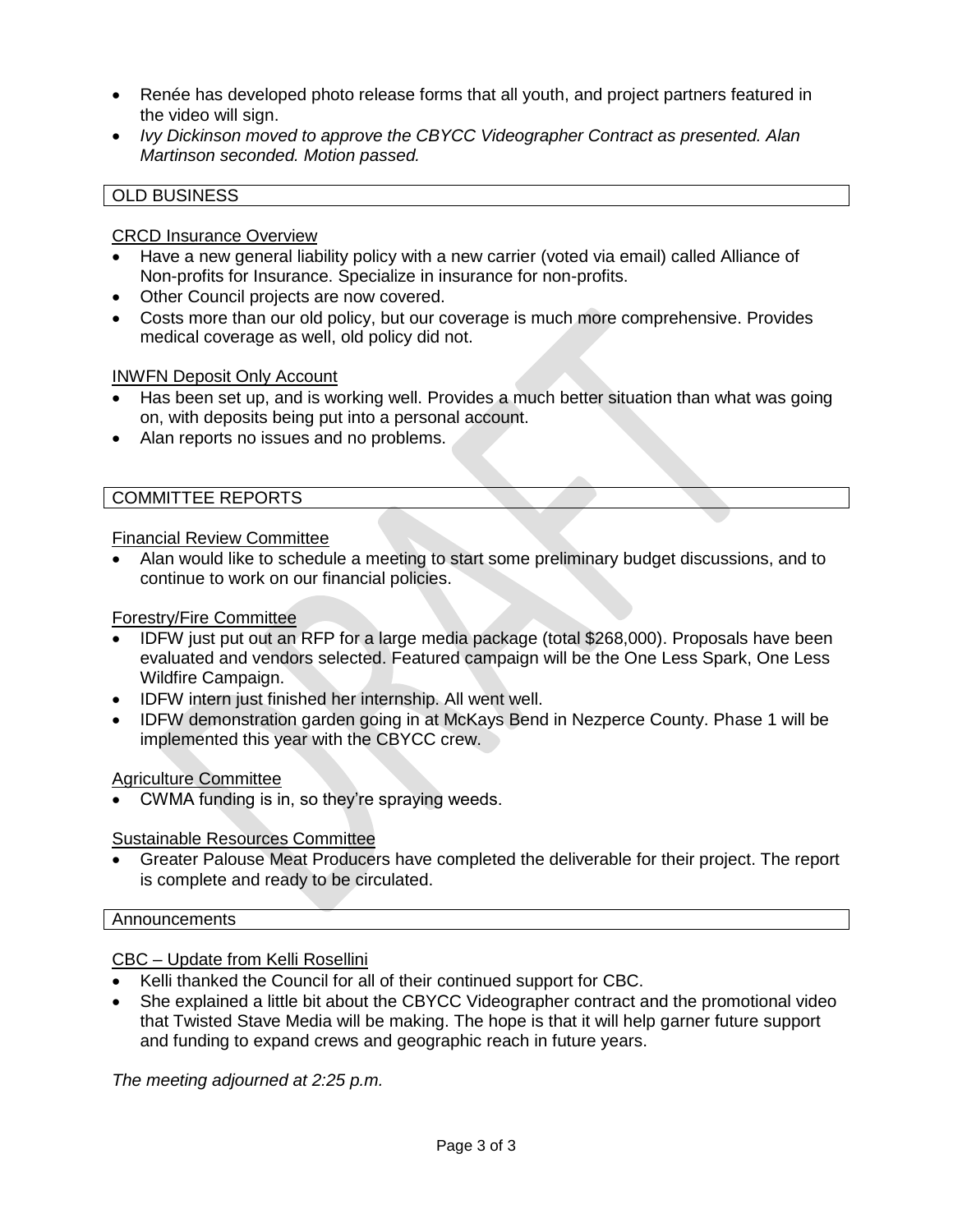- Renée has developed photo release forms that all youth, and project partners featured in the video will sign.
- *Ivy Dickinson moved to approve the CBYCC Videographer Contract as presented. Alan Martinson seconded. Motion passed.*

## OLD BUSINESS

<u>CRCD Insurance Overview</u>

- Have a new general liability policy with a new carrier (voted via email) called Alliance of Non-profits for Insurance. Specialize in insurance for non-profits.
- Other Council projects are now covered.
- Costs more than our old policy, but our coverage is much more comprehensive. Provides medical coverage as well, old policy did not.

<u>INWFN Deposit Only Account</u>

- Has been set up, and is working well. Provides a much better situation than what was going on, with deposits being put into a personal account.
- Alan reports no issues and no problems.

## COMMITTEE REPORTS

<u>Financial Review Committee</u>

- Alan would like to schedule a meeting to start some preliminary budget discussions, and to continue to work on our financial policies.

<u>Forestry/Fire Committee</u>

- IDFW just put out an RFP for a large media package (total $268,000). Proposals have been evaluated and vendors selected. Featured campaign will be the One Less Spark, One Less Wildfire Campaign.
- IDFW intern just finished her internship. All went well.
- IDFW demonstration garden going in at McKays Bend in Nezperce County. Phase 1 will be implemented this year with the CBYCC crew.

<u>Agriculture Committee</u>

- CWMA funding is in, so they're spraying weeds.

<u>Sustainable Resources Committee</u>

- Greater Palouse Meat Producers have completed the deliverable for their project. The report is complete and ready to be circulated.

## Announcements

<u>CBC – Update from Kelli Rosellini</u>

- Kelli thanked the Council for all of their continued support for CBC.
- She explained a little bit about the CBYCC Videographer contract and the promotional video that Twisted Stave Media will be making. The hope is that it will help garner future support and funding to expand crews and geographic reach in future years.

*The meeting adjourned at 2:25 p.m.*